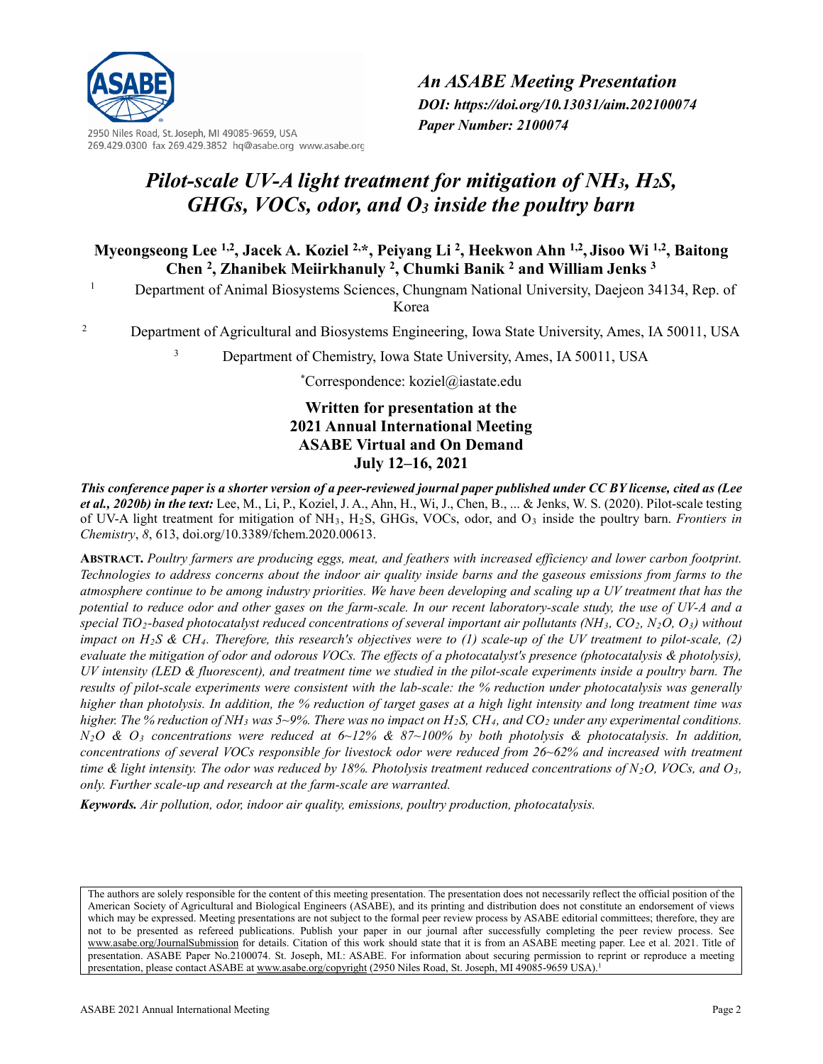*An ASABE Meeting Presentation*
*DOI: https://doi.org/10.13031/aim.202100074*
*Paper Number: 2100074*

2950 Niles Road, St. Joseph, MI 49085-9659, USA
269.429.0300 fax 269.429.3852 hq@asabe.org www.asabe.org

# *Pilot-scale UV-A light treatment for mitigation of $NH_3$, $H_2S$, GHGs, VOCs, odor, and $O_3$ inside the poultry barn*

**Myeongseong Lee [1,2], Jacek A. Koziel [2,*], Peiyang Li [2], Heekwon Ahn [1,2], Jisoo Wi [1,2], Baitong Chen [2], Zhanibek Meiirkhanuly [2], Chumki Banik [2] and William Jenks [3]**

[1] Department of Animal Biosystems Sciences, Chungnam National University, Daejeon 34134, Rep. of Korea

[2] Department of Agricultural and Biosystems Engineering, Iowa State University, Ames, IA 50011, USA

[3] Department of Chemistry, Iowa State University, Ames, IA 50011, USA

*Correspondence: koziel@iastate.edu

**Written for presentation at the**
**2021 Annual International Meeting**
**ASABE Virtual and On Demand**
**July 12–16, 2021**

***This conference paper is a shorter version of a peer-reviewed journal paper published under CC BY license, cited as (Lee et al., 2020b) in the text:*** Lee, M., Li, P., Koziel, J. A., Ahn, H., Wi, J., Chen, B., ... & Jenks, W. S. (2020). Pilot-scale testing of UV-A light treatment for mitigation of $NH_3$, $H_2S$, GHGs, VOCs, odor, and $O_3$ inside the poultry barn. *Frontiers in Chemistry*, *8*, 613, doi.org/10.3389/fchem.2020.00613.

**ABSTRACT.** *Poultry farmers are producing eggs, meat, and feathers with increased efficiency and lower carbon footprint. Technologies to address concerns about the indoor air quality inside barns and the gaseous emissions from farms to the atmosphere continue to be among industry priorities. We have been developing and scaling up a UV treatment that has the potential to reduce odor and other gases on the farm-scale. In our recent laboratory-scale study, the use of UV-A and a special $TiO_2$-based photocatalyst reduced concentrations of several important air pollutants ($NH_3$, $CO_2$, $N_2O$, $O_3$) without impact on $H_2S$ & $CH_4$. Therefore, this research's objectives were to (1) scale-up of the UV treatment to pilot-scale, (2) evaluate the mitigation of odor and odorous VOCs. The effects of a photocatalyst's presence (photocatalysis & photolysis), UV intensity (LED & fluorescent), and treatment time we studied in the pilot-scale experiments inside a poultry barn. The results of pilot-scale experiments were consistent with the lab-scale: the % reduction under photocatalysis was generally higher than photolysis. In addition, the % reduction of target gases at a high light intensity and long treatment time was higher. The % reduction of $NH_3$ was 5~9%. There was no impact on $H_2S$, $CH_4$, and $CO_2$ under any experimental conditions. $N_2O$ & $O_3$ concentrations were reduced at 6~12% & 87~100% by both photolysis & photocatalysis. In addition, concentrations of several VOCs responsible for livestock odor were reduced from 26~62% and increased with treatment time & light intensity. The odor was reduced by 18%. Photolysis treatment reduced concentrations of $N_2O$, VOCs, and $O_3$, only. Further scale-up and research at the farm-scale are warranted.*

***Keywords.*** *Air pollution, odor, indoor air quality, emissions, poultry production, photocatalysis.*

The authors are solely responsible for the content of this meeting presentation. The presentation does not necessarily reflect the official position of the American Society of Agricultural and Biological Engineers (ASABE), and its printing and distribution does not constitute an endorsement of views which may be expressed. Meeting presentations are not subject to the formal peer review process by ASABE editorial committees; therefore, they are not to be presented as refereed publications. Publish your paper in our journal after successfully completing the peer review process. See www.asabe.org/JournalSubmission for details. Citation of this work should state that it is from an ASABE meeting paper. Lee et al. 2021. Title of presentation. ASABE Paper No.2100074. St. Joseph, MI.: ASABE. For information about securing permission to reprint or reproduce a meeting presentation, please contact ASABE at www.asabe.org/copyright (2950 Niles Road, St. Joseph, MI 49085-9659 USA).[1]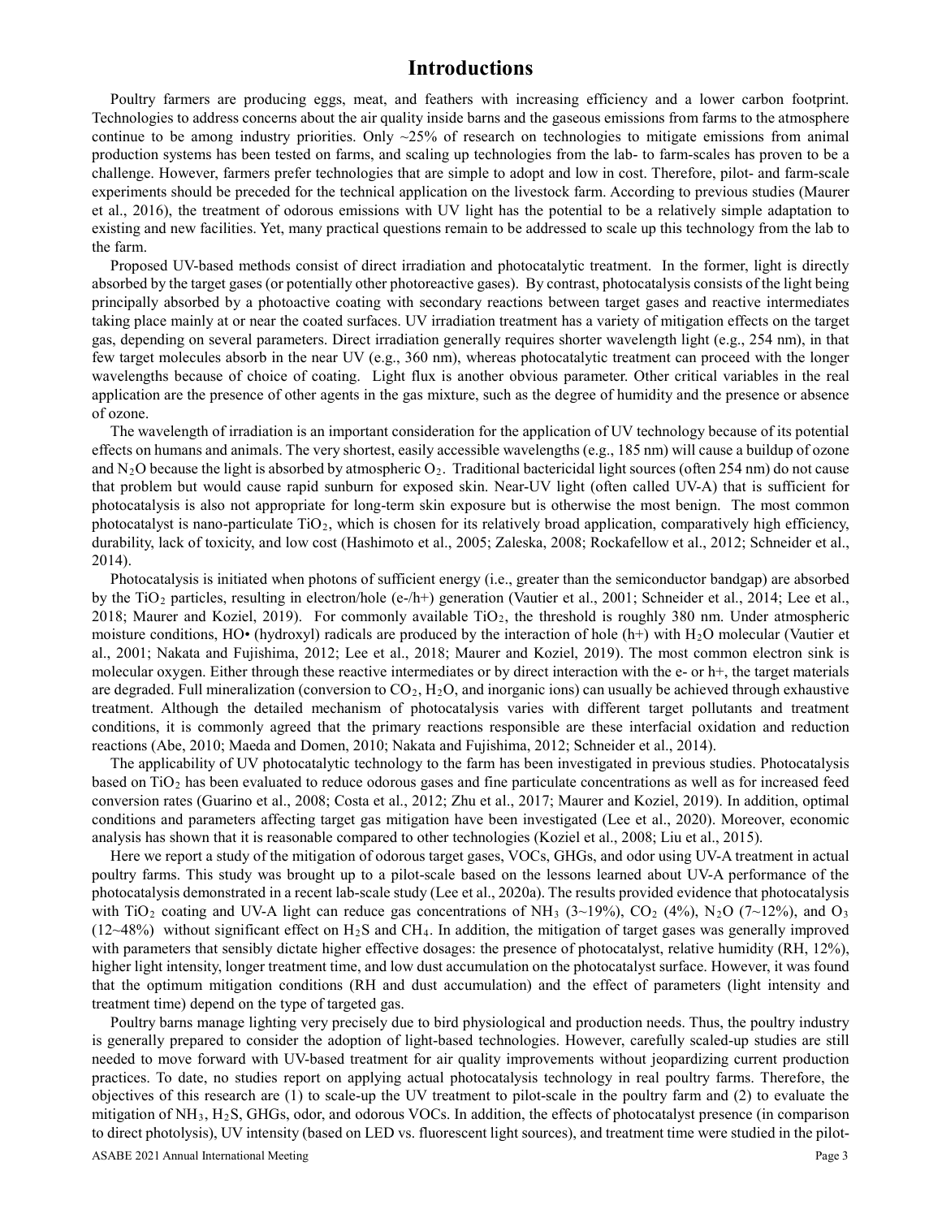# Introductions

Poultry farmers are producing eggs, meat, and feathers with increasing efficiency and a lower carbon footprint. Technologies to address concerns about the air quality inside barns and the gaseous emissions from farms to the atmosphere continue to be among industry priorities. Only ~25% of research on technologies to mitigate emissions from animal production systems has been tested on farms, and scaling up technologies from the lab- to farm-scales has proven to be a challenge. However, farmers prefer technologies that are simple to adopt and low in cost. Therefore, pilot- and farm-scale experiments should be preceded for the technical application on the livestock farm. According to previous studies (Maurer et al., 2016), the treatment of odorous emissions with UV light has the potential to be a relatively simple adaptation to existing and new facilities. Yet, many practical questions remain to be addressed to scale up this technology from the lab to the farm.

Proposed UV-based methods consist of direct irradiation and photocatalytic treatment. In the former, light is directly absorbed by the target gases (or potentially other photoreactive gases). By contrast, photocatalysis consists of the light being principally absorbed by a photoactive coating with secondary reactions between target gases and reactive intermediates taking place mainly at or near the coated surfaces. UV irradiation treatment has a variety of mitigation effects on the target gas, depending on several parameters. Direct irradiation generally requires shorter wavelength light (e.g., 254 nm), in that few target molecules absorb in the near UV (e.g., 360 nm), whereas photocatalytic treatment can proceed with the longer wavelengths because of choice of coating. Light flux is another obvious parameter. Other critical variables in the real application are the presence of other agents in the gas mixture, such as the degree of humidity and the presence or absence of ozone.

The wavelength of irradiation is an important consideration for the application of UV technology because of its potential effects on humans and animals. The very shortest, easily accessible wavelengths (e.g., 185 nm) will cause a buildup of ozone and $N_2O$ because the light is absorbed by atmospheric $O_2$. Traditional bactericidal light sources (often 254 nm) do not cause that problem but would cause rapid sunburn for exposed skin. Near-UV light (often called UV-A) that is sufficient for photocatalysis is also not appropriate for long-term skin exposure but is otherwise the most benign. The most common photocatalyst is nano-particulate $TiO_2$, which is chosen for its relatively broad application, comparatively high efficiency, durability, lack of toxicity, and low cost (Hashimoto et al., 2005; Zaleska, 2008; Rockafellow et al., 2012; Schneider et al., 2014).

Photocatalysis is initiated when photons of sufficient energy (i.e., greater than the semiconductor bandgap) are absorbed by the $TiO_2$ particles, resulting in electron/hole (e-/h+) generation (Vautier et al., 2001; Schneider et al., 2014; Lee et al., 2018; Maurer and Koziel, 2019). For commonly available $TiO_2$, the threshold is roughly 380 nm. Under atmospheric moisture conditions, HO• (hydroxyl) radicals are produced by the interaction of hole (h+) with $H_2O$ molecular (Vautier et al., 2001; Nakata and Fujishima, 2012; Lee et al., 2018; Maurer and Koziel, 2019). The most common electron sink is molecular oxygen. Either through these reactive intermediates or by direct interaction with the e- or h+, the target materials are degraded. Full mineralization (conversion to $CO_2$, $H_2O$, and inorganic ions) can usually be achieved through exhaustive treatment. Although the detailed mechanism of photocatalysis varies with different target pollutants and treatment conditions, it is commonly agreed that the primary reactions responsible are these interfacial oxidation and reduction reactions (Abe, 2010; Maeda and Domen, 2010; Nakata and Fujishima, 2012; Schneider et al., 2014).

The applicability of UV photocatalytic technology to the farm has been investigated in previous studies. Photocatalysis based on $TiO_2$ has been evaluated to reduce odorous gases and fine particulate concentrations as well as for increased feed conversion rates (Guarino et al., 2008; Costa et al., 2012; Zhu et al., 2017; Maurer and Koziel, 2019). In addition, optimal conditions and parameters affecting target gas mitigation have been investigated (Lee et al., 2020). Moreover, economic analysis has shown that it is reasonable compared to other technologies (Koziel et al., 2008; Liu et al., 2015).

Here we report a study of the mitigation of odorous target gases, VOCs, GHGs, and odor using UV-A treatment in actual poultry farms. This study was brought up to a pilot-scale based on the lessons learned about UV-A performance of the photocatalysis demonstrated in a recent lab-scale study (Lee et al., 2020a). The results provided evidence that photocatalysis with $TiO_2$ coating and UV-A light can reduce gas concentrations of $NH_3$ (3~19%), $CO_2$ (4%), $N_2O$ (7~12%), and $O_3$ (12~48%) without significant effect on $H_2S$ and $CH_4$. In addition, the mitigation of target gases was generally improved with parameters that sensibly dictate higher effective dosages: the presence of photocatalyst, relative humidity (RH, 12%), higher light intensity, longer treatment time, and low dust accumulation on the photocatalyst surface. However, it was found that the optimum mitigation conditions (RH and dust accumulation) and the effect of parameters (light intensity and treatment time) depend on the type of targeted gas.

Poultry barns manage lighting very precisely due to bird physiological and production needs. Thus, the poultry industry is generally prepared to consider the adoption of light-based technologies. However, carefully scaled-up studies are still needed to move forward with UV-based treatment for air quality improvements without jeopardizing current production practices. To date, no studies report on applying actual photocatalysis technology in real poultry farms. Therefore, the objectives of this research are (1) to scale-up the UV treatment to pilot-scale in the poultry farm and (2) to evaluate the mitigation of $NH_3$, $H_2S$, GHGs, odor, and odorous VOCs. In addition, the effects of photocatalyst presence (in comparison to direct photolysis), UV intensity (based on LED vs. fluorescent light sources), and treatment time were studied in the pilot-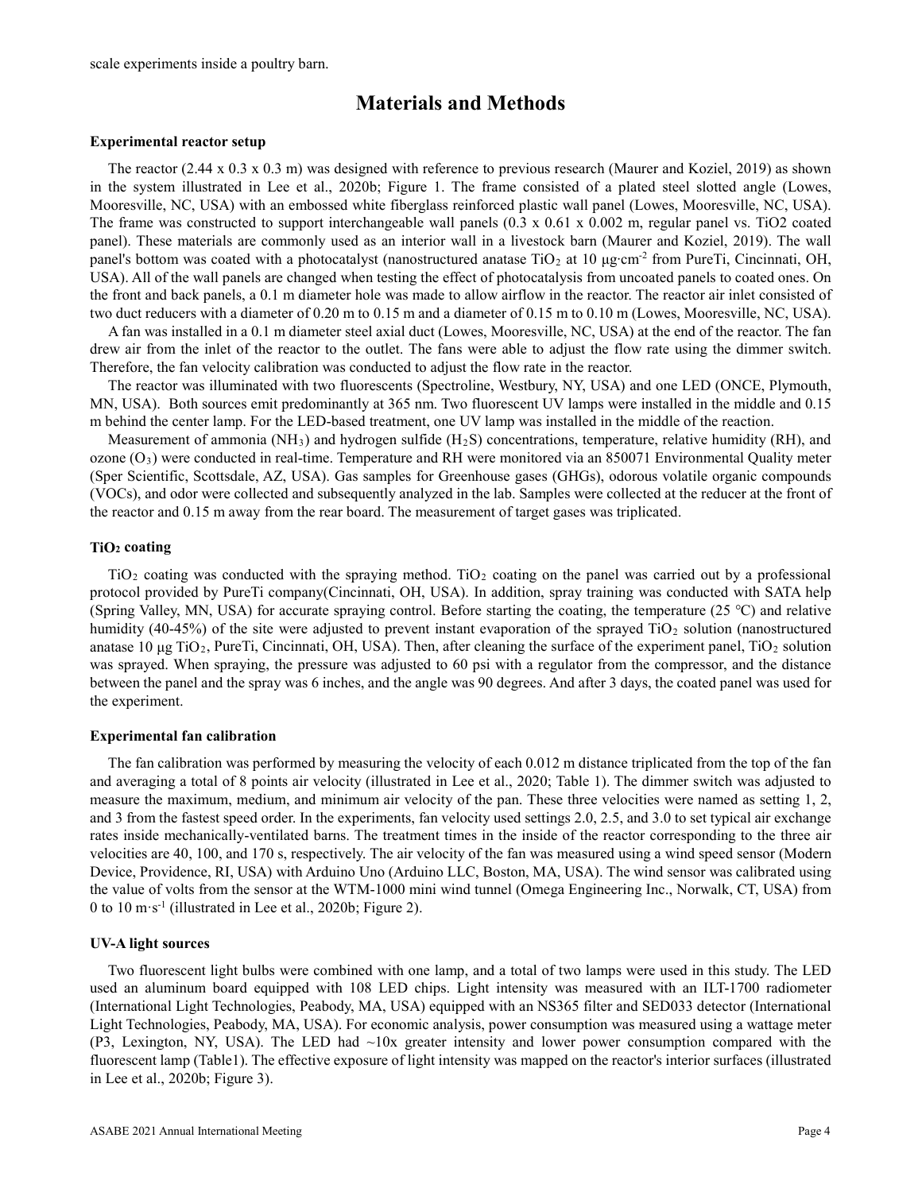scale experiments inside a poultry barn.

# Materials and Methods

### Experimental reactor setup

The reactor (2.44 x 0.3 x 0.3 m) was designed with reference to previous research (Maurer and Koziel, 2019) as shown in the system illustrated in Lee et al., 2020b; Figure 1. The frame consisted of a plated steel slotted angle (Lowes, Mooresville, NC, USA) with an embossed white fiberglass reinforced plastic wall panel (Lowes, Mooresville, NC, USA). The frame was constructed to support interchangeable wall panels (0.3 x 0.61 x 0.002 m, regular panel vs. TiO2 coated panel). These materials are commonly used as an interior wall in a livestock barn (Maurer and Koziel, 2019). The wall panel's bottom was coated with a photocatalyst (nanostructured anatase $TiO_2$ at 10 μg·cm$^{-2}$ from PureTi, Cincinnati, OH, USA). All of the wall panels are changed when testing the effect of photocatalysis from uncoated panels to coated ones. On the front and back panels, a 0.1 m diameter hole was made to allow airflow in the reactor. The reactor air inlet consisted of two duct reducers with a diameter of 0.20 m to 0.15 m and a diameter of 0.15 m to 0.10 m (Lowes, Mooresville, NC, USA).

A fan was installed in a 0.1 m diameter steel axial duct (Lowes, Mooresville, NC, USA) at the end of the reactor. The fan drew air from the inlet of the reactor to the outlet. The fans were able to adjust the flow rate using the dimmer switch. Therefore, the fan velocity calibration was conducted to adjust the flow rate in the reactor.

The reactor was illuminated with two fluorescents (Spectroline, Westbury, NY, USA) and one LED (ONCE, Plymouth, MN, USA). Both sources emit predominantly at 365 nm. Two fluorescent UV lamps were installed in the middle and 0.15 m behind the center lamp. For the LED-based treatment, one UV lamp was installed in the middle of the reaction.

Measurement of ammonia ($NH_3$) and hydrogen sulfide ($H_2S$) concentrations, temperature, relative humidity (RH), and ozone ($O_3$) were conducted in real-time. Temperature and RH were monitored via an 850071 Environmental Quality meter (Sper Scientific, Scottsdale, AZ, USA). Gas samples for Greenhouse gases (GHGs), odorous volatile organic compounds (VOCs), and odor were collected and subsequently analyzed in the lab. Samples were collected at the reducer at the front of the reactor and 0.15 m away from the rear board. The measurement of target gases was triplicated.

### $TiO_2$ coating

$TiO_2$ coating was conducted with the spraying method. $TiO_2$ coating on the panel was carried out by a professional protocol provided by PureTi company(Cincinnati, OH, USA). In addition, spray training was conducted with SATA help (Spring Valley, MN, USA) for accurate spraying control. Before starting the coating, the temperature (25 ℃) and relative humidity (40-45%) of the site were adjusted to prevent instant evaporation of the sprayed $TiO_2$ solution (nanostructured anatase 10 μg $TiO_2$, PureTi, Cincinnati, OH, USA). Then, after cleaning the surface of the experiment panel, $TiO_2$ solution was sprayed. When spraying, the pressure was adjusted to 60 psi with a regulator from the compressor, and the distance between the panel and the spray was 6 inches, and the angle was 90 degrees. And after 3 days, the coated panel was used for the experiment.

### Experimental fan calibration

The fan calibration was performed by measuring the velocity of each 0.012 m distance triplicated from the top of the fan and averaging a total of 8 points air velocity (illustrated in Lee et al., 2020; Table 1). The dimmer switch was adjusted to measure the maximum, medium, and minimum air velocity of the pan. These three velocities were named as setting 1, 2, and 3 from the fastest speed order. In the experiments, fan velocity used settings 2.0, 2.5, and 3.0 to set typical air exchange rates inside mechanically-ventilated barns. The treatment times in the inside of the reactor corresponding to the three air velocities are 40, 100, and 170 s, respectively. The air velocity of the fan was measured using a wind speed sensor (Modern Device, Providence, RI, USA) with Arduino Uno (Arduino LLC, Boston, MA, USA). The wind sensor was calibrated using the value of volts from the sensor at the WTM-1000 mini wind tunnel (Omega Engineering Inc., Norwalk, CT, USA) from 0 to 10 m·s$^{-1}$ (illustrated in Lee et al., 2020b; Figure 2).

### UV-A light sources

Two fluorescent light bulbs were combined with one lamp, and a total of two lamps were used in this study. The LED used an aluminum board equipped with 108 LED chips. Light intensity was measured with an ILT-1700 radiometer (International Light Technologies, Peabody, MA, USA) equipped with an NS365 filter and SED033 detector (International Light Technologies, Peabody, MA, USA). For economic analysis, power consumption was measured using a wattage meter (P3, Lexington, NY, USA). The LED had ~10x greater intensity and lower power consumption compared with the fluorescent lamp (Table1). The effective exposure of light intensity was mapped on the reactor's interior surfaces (illustrated in Lee et al., 2020b; Figure 3).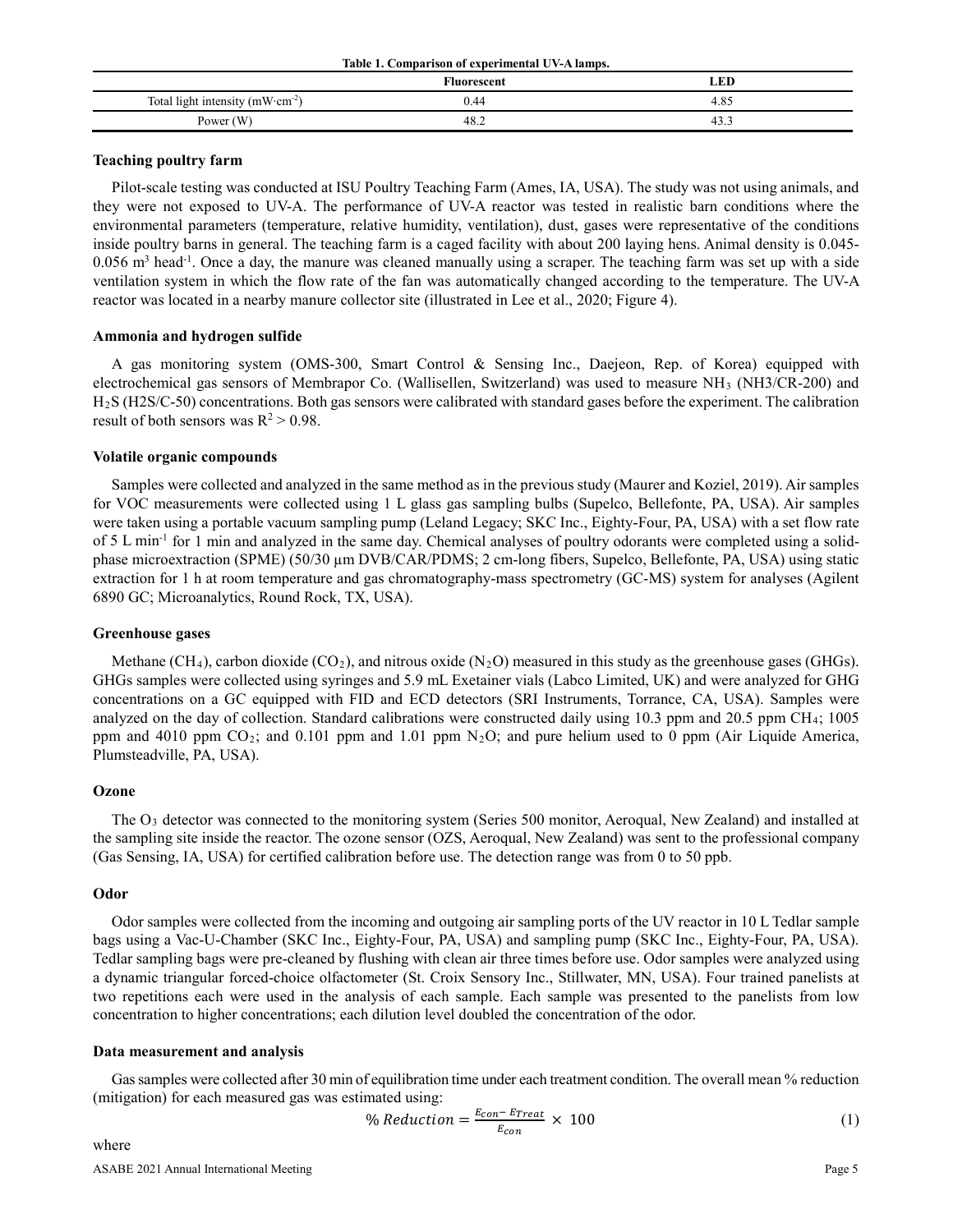**Table 1. Comparison of experimental UV-A lamps.**

| | Fluorescent | LED |
|---|---|---|
| Total light intensity ($mW \cdot cm^{-2}$) | 0.44 | 4.85 |
| Power (W) | 48.2 | 43.3 |

### Teaching poultry farm

Pilot-scale testing was conducted at ISU Poultry Teaching Farm (Ames, IA, USA). The study was not using animals, and they were not exposed to UV-A. The performance of UV-A reactor was tested in realistic barn conditions where the environmental parameters (temperature, relative humidity, ventilation), dust, gases were representative of the conditions inside poultry barns in general. The teaching farm is a caged facility with about 200 laying hens. Animal density is 0.045-0.056 $m^3$ $head^{-1}$. Once a day, the manure was cleaned manually using a scraper. The teaching farm was set up with a side ventilation system in which the flow rate of the fan was automatically changed according to the temperature. The UV-A reactor was located in a nearby manure collector site (illustrated in Lee et al., 2020; Figure 4).

### Ammonia and hydrogen sulfide

A gas monitoring system (OMS-300, Smart Control & Sensing Inc., Daejeon, Rep. of Korea) equipped with electrochemical gas sensors of Membrapor Co. (Wallisellen, Switzerland) was used to measure $NH_3$ (NH3/CR-200) and $H_2S$ (H2S/C-50) concentrations. Both gas sensors were calibrated with standard gases before the experiment. The calibration result of both sensors was $R^2 > 0.98$.

### Volatile organic compounds

Samples were collected and analyzed in the same method as in the previous study (Maurer and Koziel, 2019). Air samples for VOC measurements were collected using 1 L glass gas sampling bulbs (Supelco, Bellefonte, PA, USA). Air samples were taken using a portable vacuum sampling pump (Leland Legacy; SKC Inc., Eighty-Four, PA, USA) with a set flow rate of 5 L $min^{-1}$ for 1 min and analyzed in the same day. Chemical analyses of poultry odorants were completed using a solid-phase microextraction (SPME) (50/30 µm DVB/CAR/PDMS; 2 cm-long fibers, Supelco, Bellefonte, PA, USA) using static extraction for 1 h at room temperature and gas chromatography-mass spectrometry (GC-MS) system for analyses (Agilent 6890 GC; Microanalytics, Round Rock, TX, USA).

### Greenhouse gases

Methane ($CH_4$), carbon dioxide ($CO_2$), and nitrous oxide ($N_2O$) measured in this study as the greenhouse gases (GHGs). GHGs samples were collected using syringes and 5.9 mL Exetainer vials (Labco Limited, UK) and were analyzed for GHG concentrations on a GC equipped with FID and ECD detectors (SRI Instruments, Torrance, CA, USA). Samples were analyzed on the day of collection. Standard calibrations were constructed daily using 10.3 ppm and 20.5 ppm $CH_4$; 1005 ppm and 4010 ppm $CO_2$; and 0.101 ppm and 1.01 ppm $N_2O$; and pure helium used to 0 ppm (Air Liquide America, Plumsteadville, PA, USA).

### Ozone

The $O_3$ detector was connected to the monitoring system (Series 500 monitor, Aeroqual, New Zealand) and installed at the sampling site inside the reactor. The ozone sensor (OZS, Aeroqual, New Zealand) was sent to the professional company (Gas Sensing, IA, USA) for certified calibration before use. The detection range was from 0 to 50 ppb.

### Odor

Odor samples were collected from the incoming and outgoing air sampling ports of the UV reactor in 10 L Tedlar sample bags using a Vac-U-Chamber (SKC Inc., Eighty-Four, PA, USA) and sampling pump (SKC Inc., Eighty-Four, PA, USA). Tedlar sampling bags were pre-cleaned by flushing with clean air three times before use. Odor samples were analyzed using a dynamic triangular forced-choice olfactometer (St. Croix Sensory Inc., Stillwater, MN, USA). Four trained panelists at two repetitions each were used in the analysis of each sample. Each sample was presented to the panelists from low concentration to higher concentrations; each dilution level doubled the concentration of the odor.

### Data measurement and analysis

Gas samples were collected after 30 min of equilibration time under each treatment condition. The overall mean % reduction (mitigation) for each measured gas was estimated using:

$$\%\,Reduction = \frac{E_{con} - E_{Treat}}{E_{con}} \times 100 \tag{1}$$

where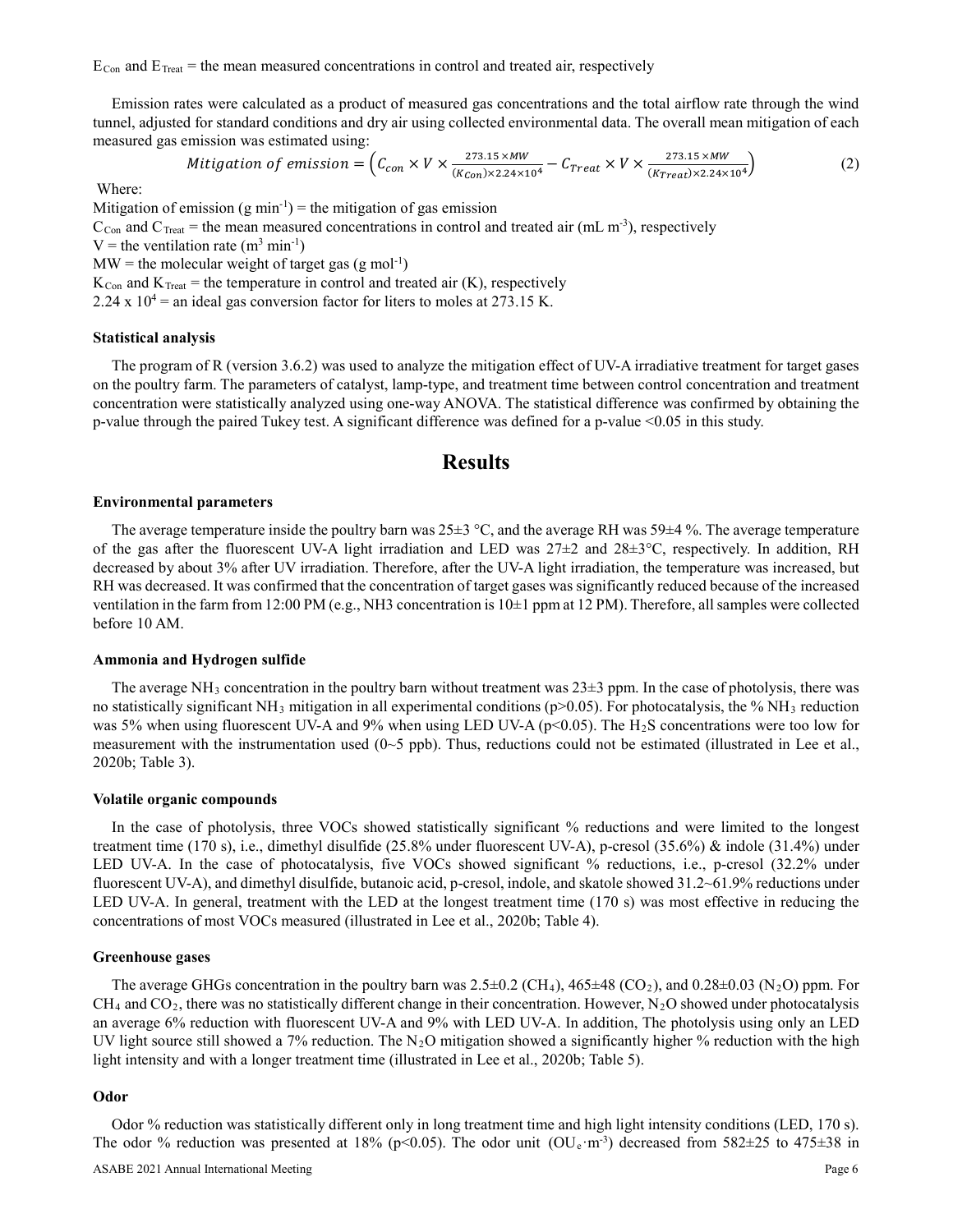$E_{Con}$ and $E_{Treat}$ = the mean measured concentrations in control and treated air, respectively

Emission rates were calculated as a product of measured gas concentrations and the total airflow rate through the wind tunnel, adjusted for standard conditions and dry air using collected environmental data. The overall mean mitigation of each measured gas emission was estimated using:

$$Mitigation\ of\ emission = \left(C_{con} \times V \times \frac{273.15 \times MW}{(K_{Con}) \times 2.24 \times 10^4} - C_{Treat} \times V \times \frac{273.15 \times MW}{(K_{Treat}) \times 2.24 \times 10^4}\right) \quad (2)$$

Where:

Mitigation of emission (g $min^{-1}$) = the mitigation of gas emission

$C_{Con}$ and $C_{Treat}$ = the mean measured concentrations in control and treated air (mL $m^{-3}$), respectively

V = the ventilation rate ($m^3$ $min^{-1}$)

MW = the molecular weight of target gas (g $mol^{-1}$)

$K_{Con}$ and $K_{Treat}$ = the temperature in control and treated air (K), respectively

$2.24 \times 10^4$ = an ideal gas conversion factor for liters to moles at 273.15 K.

#### Statistical analysis

The program of R (version 3.6.2) was used to analyze the mitigation effect of UV-A irradiative treatment for target gases on the poultry farm. The parameters of catalyst, lamp-type, and treatment time between control concentration and treatment concentration were statistically analyzed using one-way ANOVA. The statistical difference was confirmed by obtaining the p-value through the paired Tukey test. A significant difference was defined for a p-value <0.05 in this study.

## Results

#### Environmental parameters

The average temperature inside the poultry barn was 25±3 °C, and the average RH was 59±4 %. The average temperature of the gas after the fluorescent UV-A light irradiation and LED was 27±2 and 28±3°C, respectively. In addition, RH decreased by about 3% after UV irradiation. Therefore, after the UV-A light irradiation, the temperature was increased, but RH was decreased. It was confirmed that the concentration of target gases was significantly reduced because of the increased ventilation in the farm from 12:00 PM (e.g., NH3 concentration is 10±1 ppm at 12 PM). Therefore, all samples were collected before 10 AM.

#### Ammonia and Hydrogen sulfide

The average $NH_3$ concentration in the poultry barn without treatment was 23±3 ppm. In the case of photolysis, there was no statistically significant $NH_3$ mitigation in all experimental conditions ($p>0.05$). For photocatalysis, the % $NH_3$ reduction was 5% when using fluorescent UV-A and 9% when using LED UV-A ($p<0.05$). The $H_2S$ concentrations were too low for measurement with the instrumentation used (0~5 ppb). Thus, reductions could not be estimated (illustrated in Lee et al., 2020b; Table 3).

#### Volatile organic compounds

In the case of photolysis, three VOCs showed statistically significant % reductions and were limited to the longest treatment time (170 s), i.e., dimethyl disulfide (25.8% under fluorescent UV-A), p-cresol (35.6%) & indole (31.4%) under LED UV-A. In the case of photocatalysis, five VOCs showed significant % reductions, i.e., p-cresol (32.2% under fluorescent UV-A), and dimethyl disulfide, butanoic acid, p-cresol, indole, and skatole showed 31.2~61.9% reductions under LED UV-A. In general, treatment with the LED at the longest treatment time (170 s) was most effective in reducing the concentrations of most VOCs measured (illustrated in Lee et al., 2020b; Table 4).

#### Greenhouse gases

The average GHGs concentration in the poultry barn was 2.5±0.2 ($CH_4$), 465±48 ($CO_2$), and 0.28±0.03 ($N_2O$) ppm. For $CH_4$ and $CO_2$, there was no statistically different change in their concentration. However, $N_2O$ showed under photocatalysis an average 6% reduction with fluorescent UV-A and 9% with LED UV-A. In addition, The photolysis using only an LED UV light source still showed a 7% reduction. The $N_2O$ mitigation showed a significantly higher % reduction with the high light intensity and with a longer treatment time (illustrated in Lee et al., 2020b; Table 5).

#### Odor

Odor % reduction was statistically different only in long treatment time and high light intensity conditions (LED, 170 s). The odor % reduction was presented at 18% ($p<0.05$). The odor unit ($OU_e \cdot m^{-3}$) decreased from 582±25 to 475±38 in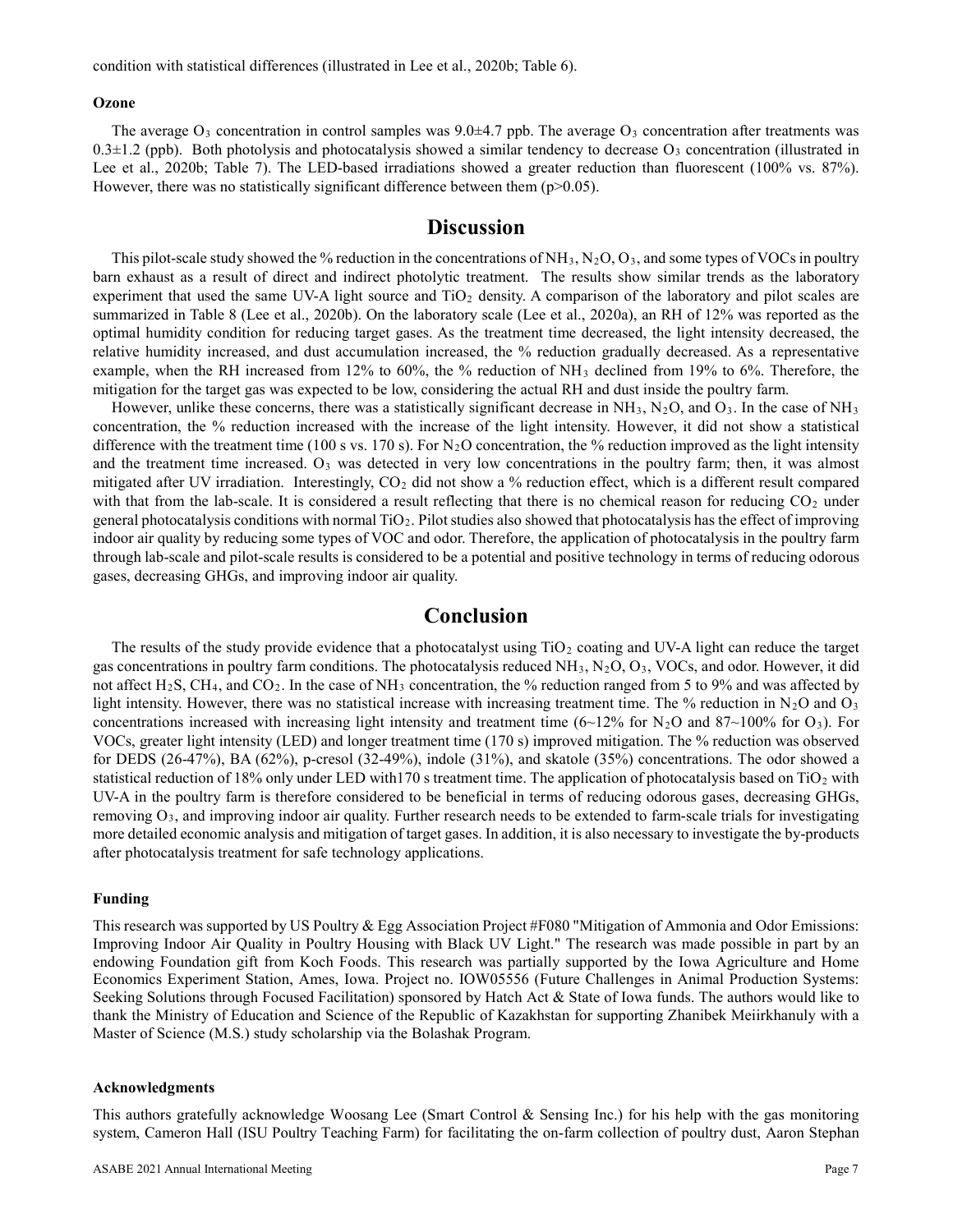condition with statistical differences (illustrated in Lee et al., 2020b; Table 6).

### Ozone

The average $O_3$ concentration in control samples was 9.0±4.7 ppb. The average $O_3$ concentration after treatments was 0.3±1.2 (ppb). Both photolysis and photocatalysis showed a similar tendency to decrease $O_3$ concentration (illustrated in Lee et al., 2020b; Table 7). The LED-based irradiations showed a greater reduction than fluorescent (100% vs. 87%). However, there was no statistically significant difference between them ($p>0.05$).

## Discussion

This pilot-scale study showed the % reduction in the concentrations of $NH_3$, $N_2O$, $O_3$, and some types of VOCs in poultry barn exhaust as a result of direct and indirect photolytic treatment. The results show similar trends as the laboratory experiment that used the same UV-A light source and $TiO_2$ density. A comparison of the laboratory and pilot scales are summarized in Table 8 (Lee et al., 2020b). On the laboratory scale (Lee et al., 2020a), an RH of 12% was reported as the optimal humidity condition for reducing target gases. As the treatment time decreased, the light intensity decreased, the relative humidity increased, and dust accumulation increased, the % reduction gradually decreased. As a representative example, when the RH increased from 12% to 60%, the % reduction of $NH_3$ declined from 19% to 6%. Therefore, the mitigation for the target gas was expected to be low, considering the actual RH and dust inside the poultry farm.

However, unlike these concerns, there was a statistically significant decrease in $NH_3$, $N_2O$, and $O_3$. In the case of $NH_3$ concentration, the % reduction increased with the increase of the light intensity. However, it did not show a statistical difference with the treatment time (100 s vs. 170 s). For $N_2O$ concentration, the % reduction improved as the light intensity and the treatment time increased. $O_3$ was detected in very low concentrations in the poultry farm; then, it was almost mitigated after UV irradiation. Interestingly, $CO_2$ did not show a % reduction effect, which is a different result compared with that from the lab-scale. It is considered a result reflecting that there is no chemical reason for reducing $CO_2$ under general photocatalysis conditions with normal $TiO_2$. Pilot studies also showed that photocatalysis has the effect of improving indoor air quality by reducing some types of VOC and odor. Therefore, the application of photocatalysis in the poultry farm through lab-scale and pilot-scale results is considered to be a potential and positive technology in terms of reducing odorous gases, decreasing GHGs, and improving indoor air quality.

## Conclusion

The results of the study provide evidence that a photocatalyst using $TiO_2$ coating and UV-A light can reduce the target gas concentrations in poultry farm conditions. The photocatalysis reduced $NH_3$, $N_2O$, $O_3$, VOCs, and odor. However, it did not affect $H_2S$, $CH_4$, and $CO_2$. In the case of $NH_3$ concentration, the % reduction ranged from 5 to 9% and was affected by light intensity. However, there was no statistical increase with increasing treatment time. The % reduction in $N_2O$ and $O_3$ concentrations increased with increasing light intensity and treatment time (6~12% for $N_2O$ and 87~100% for $O_3$). For VOCs, greater light intensity (LED) and longer treatment time (170 s) improved mitigation. The % reduction was observed for DEDS (26-47%), BA (62%), p-cresol (32-49%), indole (31%), and skatole (35%) concentrations. The odor showed a statistical reduction of 18% only under LED with170 s treatment time. The application of photocatalysis based on $TiO_2$ with UV-A in the poultry farm is therefore considered to be beneficial in terms of reducing odorous gases, decreasing GHGs, removing $O_3$, and improving indoor air quality. Further research needs to be extended to farm-scale trials for investigating more detailed economic analysis and mitigation of target gases. In addition, it is also necessary to investigate the by-products after photocatalysis treatment for safe technology applications.

### Funding

This research was supported by US Poultry & Egg Association Project #F080 "Mitigation of Ammonia and Odor Emissions: Improving Indoor Air Quality in Poultry Housing with Black UV Light." The research was made possible in part by an endowing Foundation gift from Koch Foods. This research was partially supported by the Iowa Agriculture and Home Economics Experiment Station, Ames, Iowa. Project no. IOW05556 (Future Challenges in Animal Production Systems: Seeking Solutions through Focused Facilitation) sponsored by Hatch Act & State of Iowa funds. The authors would like to thank the Ministry of Education and Science of the Republic of Kazakhstan for supporting Zhanibek Meiirkhanuly with a Master of Science (M.S.) study scholarship via the Bolashak Program.

### Acknowledgments

This authors gratefully acknowledge Woosang Lee (Smart Control & Sensing Inc.) for his help with the gas monitoring system, Cameron Hall (ISU Poultry Teaching Farm) for facilitating the on-farm collection of poultry dust, Aaron Stephan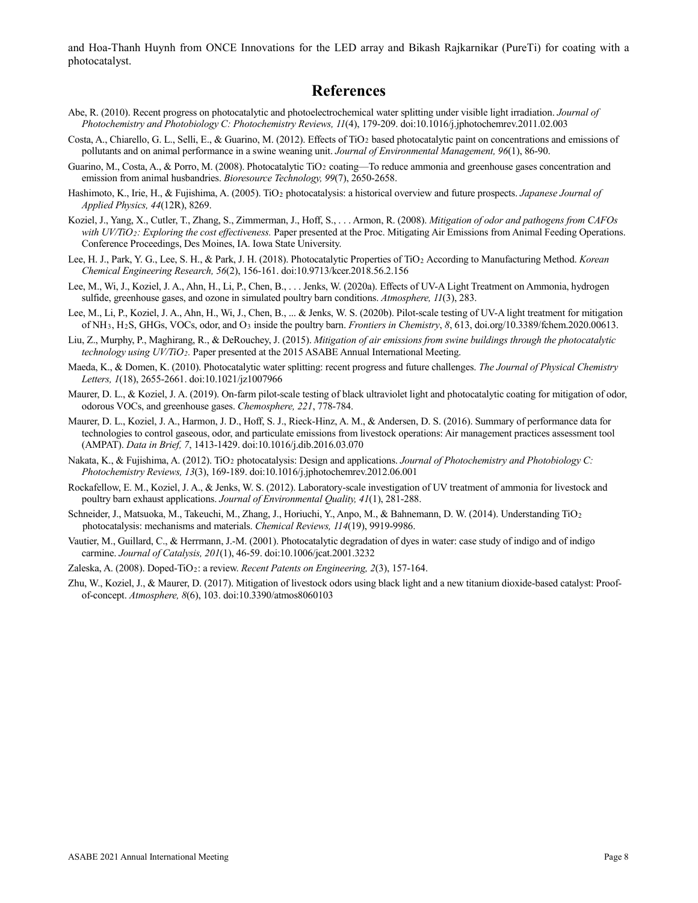and Hoa-Thanh Huynh from ONCE Innovations for the LED array and Bikash Rajkarnikar (PureTi) for coating with a photocatalyst.

# References

Abe, R. (2010). Recent progress on photocatalytic and photoelectrochemical water splitting under visible light irradiation. *Journal of Photochemistry and Photobiology C: Photochemistry Reviews, 11*(4), 179-209. doi:10.1016/j.jphotochemrev.2011.02.003

Costa, A., Chiarello, G. L., Selli, E., & Guarino, M. (2012). Effects of $TiO_2$ based photocatalytic paint on concentrations and emissions of pollutants and on animal performance in a swine weaning unit. *Journal of Environmental Management, 96*(1), 86-90.

Guarino, M., Costa, A., & Porro, M. (2008). Photocatalytic $TiO_2$ coating—To reduce ammonia and greenhouse gases concentration and emission from animal husbandries. *Bioresource Technology, 99*(7), 2650-2658.

Hashimoto, K., Irie, H., & Fujishima, A. (2005). $TiO_2$ photocatalysis: a historical overview and future prospects. *Japanese Journal of Applied Physics, 44*(12R), 8269.

Koziel, J., Yang, X., Cutler, T., Zhang, S., Zimmerman, J., Hoff, S., . . . Armon, R. (2008). *Mitigation of odor and pathogens from CAFOs with UV/$TiO_2$: Exploring the cost effectiveness.* Paper presented at the Proc. Mitigating Air Emissions from Animal Feeding Operations. Conference Proceedings, Des Moines, IA. Iowa State University.

Lee, H. J., Park, Y. G., Lee, S. H., & Park, J. H. (2018). Photocatalytic Properties of $TiO_2$ According to Manufacturing Method. *Korean Chemical Engineering Research, 56*(2), 156-161. doi:10.9713/kcer.2018.56.2.156

Lee, M., Wi, J., Koziel, J. A., Ahn, H., Li, P., Chen, B., . . . Jenks, W. (2020a). Effects of UV-A Light Treatment on Ammonia, hydrogen sulfide, greenhouse gases, and ozone in simulated poultry barn conditions. *Atmosphere, 11*(3), 283.

Lee, M., Li, P., Koziel, J. A., Ahn, H., Wi, J., Chen, B., ... & Jenks, W. S. (2020b). Pilot-scale testing of UV-A light treatment for mitigation of $NH_3$, $H_2S$, GHGs, VOCs, odor, and $O_3$ inside the poultry barn. *Frontiers in Chemistry*, *8*, 613, doi.org/10.3389/fchem.2020.00613.

Liu, Z., Murphy, P., Maghirang, R., & DeRouchey, J. (2015). *Mitigation of air emissions from swine buildings through the photocatalytic technology using UV/$TiO_2$.* Paper presented at the 2015 ASABE Annual International Meeting.

Maeda, K., & Domen, K. (2010). Photocatalytic water splitting: recent progress and future challenges. *The Journal of Physical Chemistry Letters, 1*(18), 2655-2661. doi:10.1021/jz1007966

Maurer, D. L., & Koziel, J. A. (2019). On-farm pilot-scale testing of black ultraviolet light and photocatalytic coating for mitigation of odor, odorous VOCs, and greenhouse gases. *Chemosphere, 221*, 778-784.

Maurer, D. L., Koziel, J. A., Harmon, J. D., Hoff, S. J., Rieck-Hinz, A. M., & Andersen, D. S. (2016). Summary of performance data for technologies to control gaseous, odor, and particulate emissions from livestock operations: Air management practices assessment tool (AMPAT). *Data in Brief, 7*, 1413-1429. doi:10.1016/j.dib.2016.03.070

Nakata, K., & Fujishima, A. (2012). $TiO_2$ photocatalysis: Design and applications. *Journal of Photochemistry and Photobiology C: Photochemistry Reviews, 13*(3), 169-189. doi:10.1016/j.jphotochemrev.2012.06.001

Rockafellow, E. M., Koziel, J. A., & Jenks, W. S. (2012). Laboratory-scale investigation of UV treatment of ammonia for livestock and poultry barn exhaust applications. *Journal of Environmental Quality, 41*(1), 281-288.

Schneider, J., Matsuoka, M., Takeuchi, M., Zhang, J., Horiuchi, Y., Anpo, M., & Bahnemann, D. W. (2014). Understanding $TiO_2$ photocatalysis: mechanisms and materials. *Chemical Reviews, 114*(19), 9919-9986.

Vautier, M., Guillard, C., & Herrmann, J.-M. (2001). Photocatalytic degradation of dyes in water: case study of indigo and of indigo carmine. *Journal of Catalysis, 201*(1), 46-59. doi:10.1006/jcat.2001.3232

Zaleska, A. (2008). Doped-$TiO_2$: a review. *Recent Patents on Engineering, 2*(3), 157-164.

Zhu, W., Koziel, J., & Maurer, D. (2017). Mitigation of livestock odors using black light and a new titanium dioxide-based catalyst: Proof-of-concept. *Atmosphere, 8*(6), 103. doi:10.3390/atmos8060103